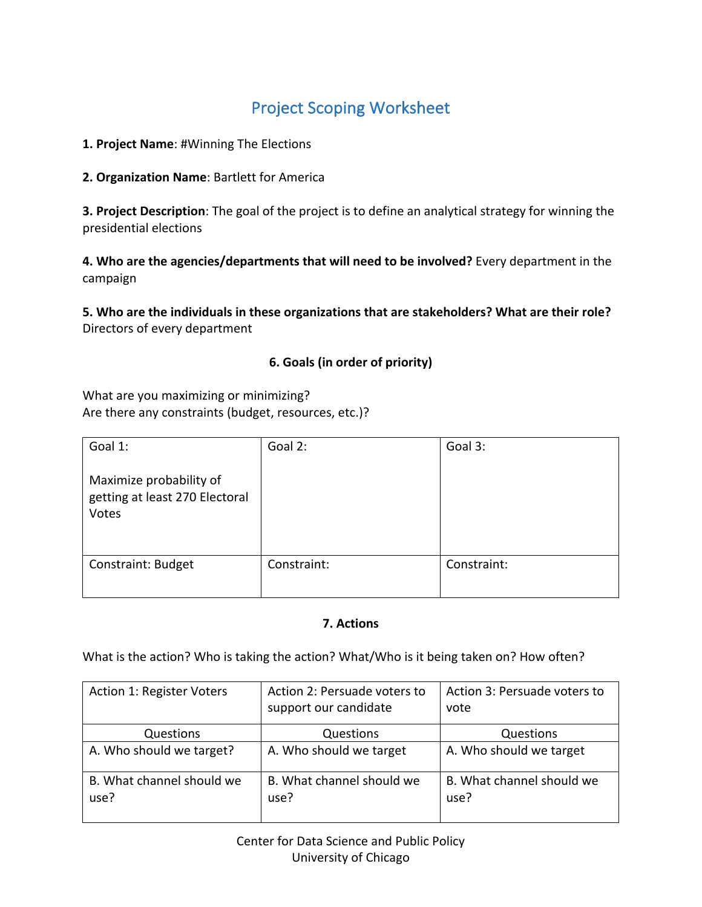# Project Scoping Worksheet

**1. Project Name**: #Winning The Elections

**2. Organization Name**: Bartlett for America

**3. Project Description**: The goal of the project is to define an analytical strategy for winning the presidential elections

**4. Who are the agencies/departments that will need to be involved?** Every department in the campaign

**5. Who are the individuals in these organizations that are stakeholders? What are their role?** Directors of every department

### 6. Goals (in order of priority)

What are you maximizing or minimizing?
Are there any constraints (budget, resources, etc.)?

| Goal 1:<br><br>Maximize probability of getting at least 270 Electoral Votes | Goal 2: | Goal 3: |
|---|---|---|
| Constraint: Budget | Constraint: | Constraint: |

### 7. Actions

What is the action? Who is taking the action? What/Who is it being taken on? How often?

| Action 1: Register Voters | Action 2: Persuade voters to support our candidate | Action 3: Persuade voters to vote |
|---|---|---|
| Questions | Questions | Questions |
| A. Who should we target? | A. Who should we target | A. Who should we target |
| B. What channel should we use? | B. What channel should we use? | B. What channel should we use? |

Center for Data Science and Public Policy
University of Chicago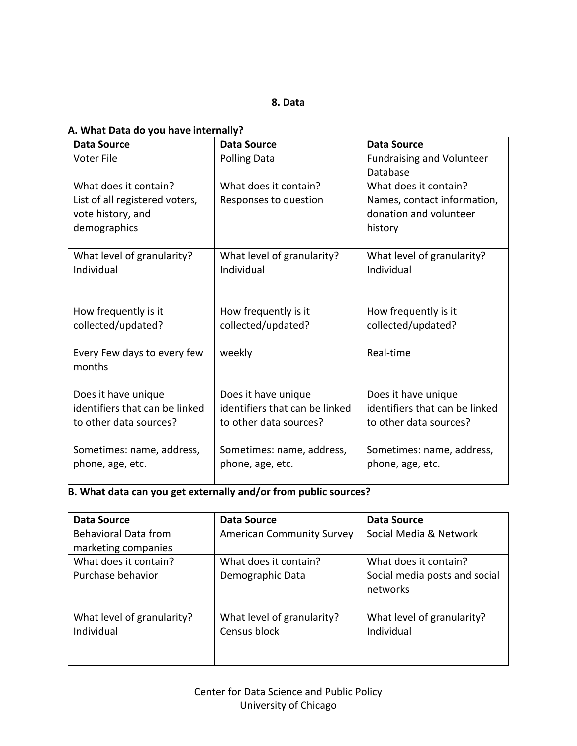**8. Data**

**A. What Data do you have internally?**

| **Data Source**<br>Voter File | **Data Source**<br>Polling Data | **Data Source**<br>Fundraising and Volunteer Database |
|---|---|---|
| What does it contain?<br>List of all registered voters, vote history, and demographics | What does it contain?<br>Responses to question | What does it contain?<br>Names, contact information, donation and volunteer history |
| What level of granularity?<br>Individual | What level of granularity?<br>Individual | What level of granularity?<br>Individual |
| How frequently is it collected/updated?<br><br>Every Few days to every few months | How frequently is it collected/updated?<br><br>weekly | How frequently is it collected/updated?<br><br>Real-time |
| Does it have unique identifiers that can be linked to other data sources?<br><br>Sometimes: name, address, phone, age, etc. | Does it have unique identifiers that can be linked to other data sources?<br><br>Sometimes: name, address, phone, age, etc. | Does it have unique identifiers that can be linked to other data sources?<br><br>Sometimes: name, address, phone, age, etc. |

**B. What data can you get externally and/or from public sources?**

| **Data Source**<br>Behavioral Data from marketing companies | **Data Source**<br>American Community Survey | **Data Source**<br>Social Media & Network |
|---|---|---|
| What does it contain?<br>Purchase behavior | What does it contain?<br>Demographic Data | What does it contain?<br>Social media posts and social networks |
| What level of granularity?<br>Individual | What level of granularity?<br>Census block | What level of granularity?<br>Individual |

Center for Data Science and Public Policy
University of Chicago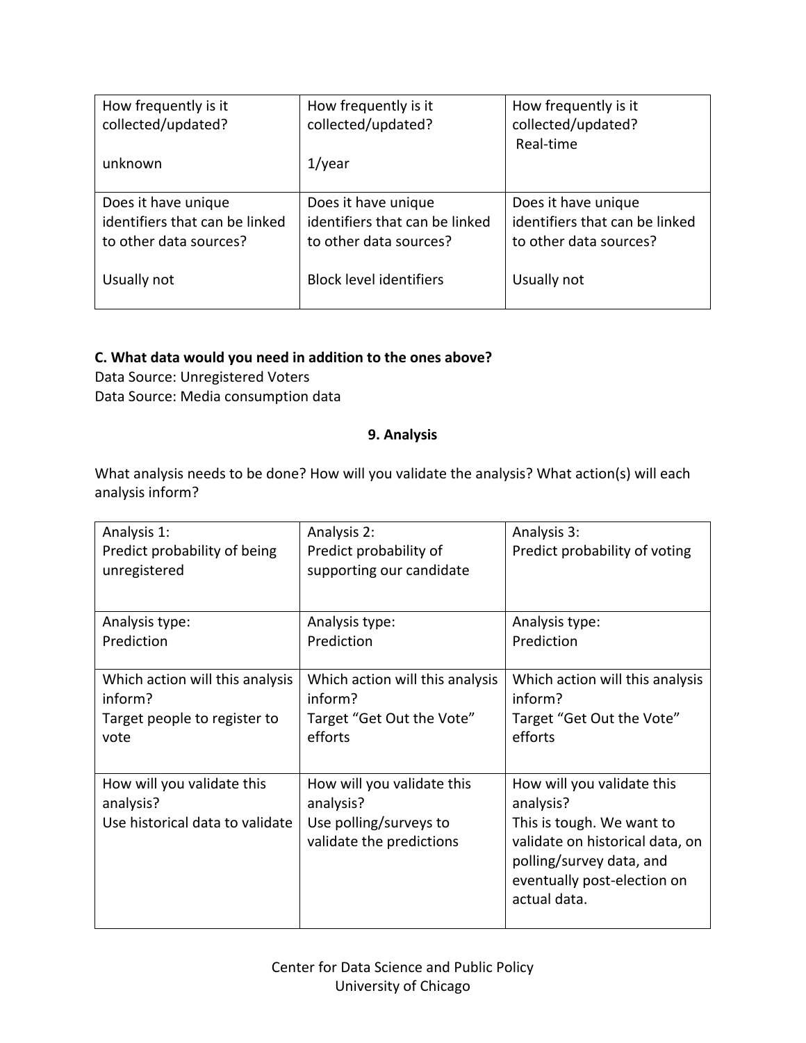| | | |
|---|---|---|
| How frequently is it collected/updated?<br><br>unknown | How frequently is it collected/updated?<br><br>1/year | How frequently is it collected/updated?<br>Real-time |
| Does it have unique identifiers that can be linked to other data sources?<br><br>Usually not | Does it have unique identifiers that can be linked to other data sources?<br><br>Block level identifiers | Does it have unique identifiers that can be linked to other data sources?<br><br>Usually not |

**C. What data would you need in addition to the ones above?**
Data Source: Unregistered Voters
Data Source: Media consumption data

## 9. Analysis

What analysis needs to be done? How will you validate the analysis? What action(s) will each analysis inform?

| | | |
|---|---|---|
| Analysis 1:<br>Predict probability of being unregistered | Analysis 2:<br>Predict probability of supporting our candidate | Analysis 3:<br>Predict probability of voting |
| Analysis type:<br>Prediction | Analysis type:<br>Prediction | Analysis type:<br>Prediction |
| Which action will this analysis inform?<br>Target people to register to vote | Which action will this analysis inform?<br>Target "Get Out the Vote" efforts | Which action will this analysis inform?<br>Target "Get Out the Vote" efforts |
| How will you validate this analysis?<br>Use historical data to validate | How will you validate this analysis?<br>Use polling/surveys to validate the predictions | How will you validate this analysis?<br>This is tough. We want to validate on historical data, on polling/survey data, and eventually post-election on actual data. |